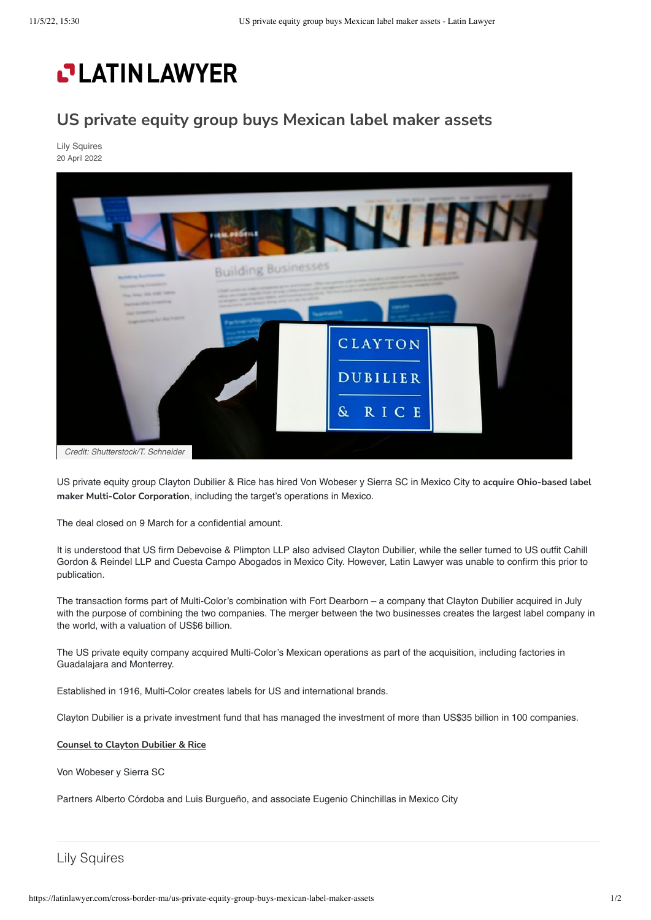# LATIN LAWYER

## US private equity group buys Mexican label maker assets

Lily Squires
20 April 2022

*Credit: Shutterstock/T. Schneider*

US private equity group Clayton Dubilier & Rice has hired Von Wobeser y Sierra SC in Mexico City to **acquire Ohio-based label maker Multi-Color Corporation**, including the target's operations in Mexico.

The deal closed on 9 March for a confidential amount.

It is understood that US firm Debevoise & Plimpton LLP also advised Clayton Dubilier, while the seller turned to US outfit Cahill Gordon & Reindel LLP and Cuesta Campo Abogados in Mexico City. However, Latin Lawyer was unable to confirm this prior to publication.

The transaction forms part of Multi-Color's combination with Fort Dearborn – a company that Clayton Dubilier acquired in July with the purpose of combining the two companies. The merger between the two businesses creates the largest label company in the world, with a valuation of US$6 billion.

The US private equity company acquired Multi-Color's Mexican operations as part of the acquisition, including factories in Guadalajara and Monterrey.

Established in 1916, Multi-Color creates labels for US and international brands.

Clayton Dubilier is a private investment fund that has managed the investment of more than US$35 billion in 100 companies.

**Counsel to Clayton Dubilier & Rice**

Von Wobeser y Sierra SC

Partners Alberto Córdoba and Luis Burgueño, and associate Eugenio Chinchillas in Mexico City

---

Lily Squires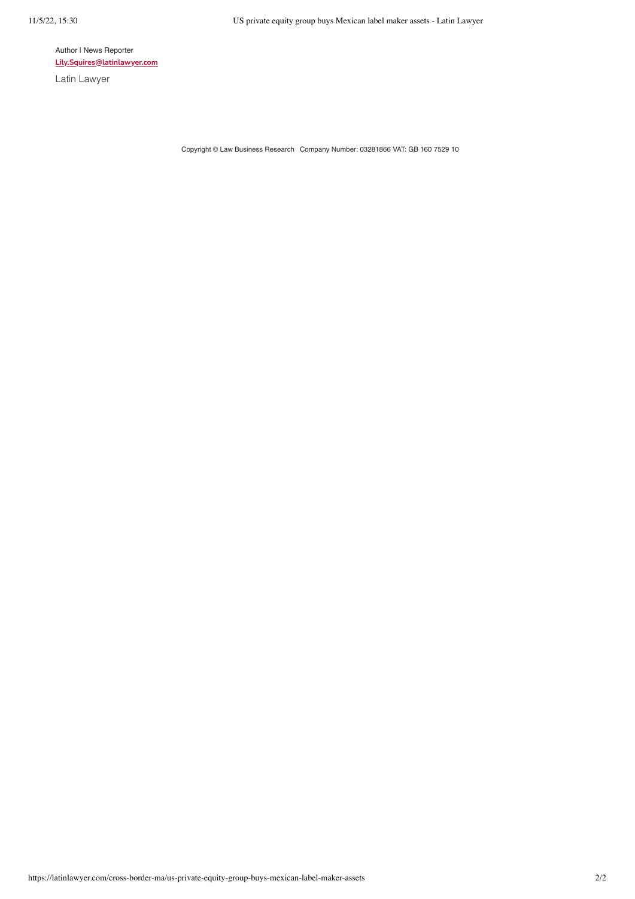Author | News Reporter

Lily.Squires@latinlawyer.com

Latin Lawyer

Copyright © Law Business Research Company Number: 03281866 VAT: GB 160 7529 10